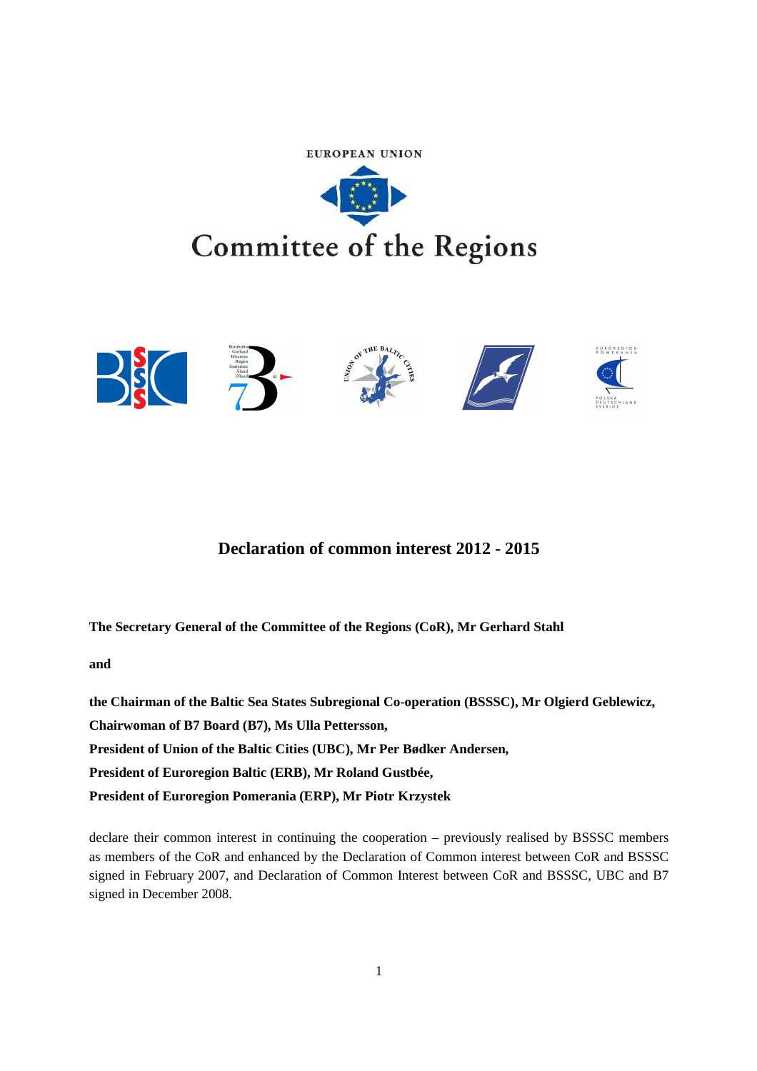EUROPEAN UNION

Committee of the Regions

## Declaration of common interest 2012 - 2015

**The Secretary General of the Committee of the Regions (CoR), Mr Gerhard Stahl**

**and**

**the Chairman of the Baltic Sea States Subregional Co-operation (BSSSC), Mr Olgierd Geblewicz,**
**Chairwoman of B7 Board (B7), Ms Ulla Pettersson,**
**President of Union of the Baltic Cities (UBC), Mr Per Bødker Andersen,**
**President of Euroregion Baltic (ERB), Mr Roland Gustbée,**
**President of Euroregion Pomerania (ERP), Mr Piotr Krzystek**

declare their common interest in continuing the cooperation – previously realised by BSSSC members as members of the CoR and enhanced by the Declaration of Common interest between CoR and BSSSC signed in February 2007, and Declaration of Common Interest between CoR and BSSSC, UBC and B7 signed in December 2008.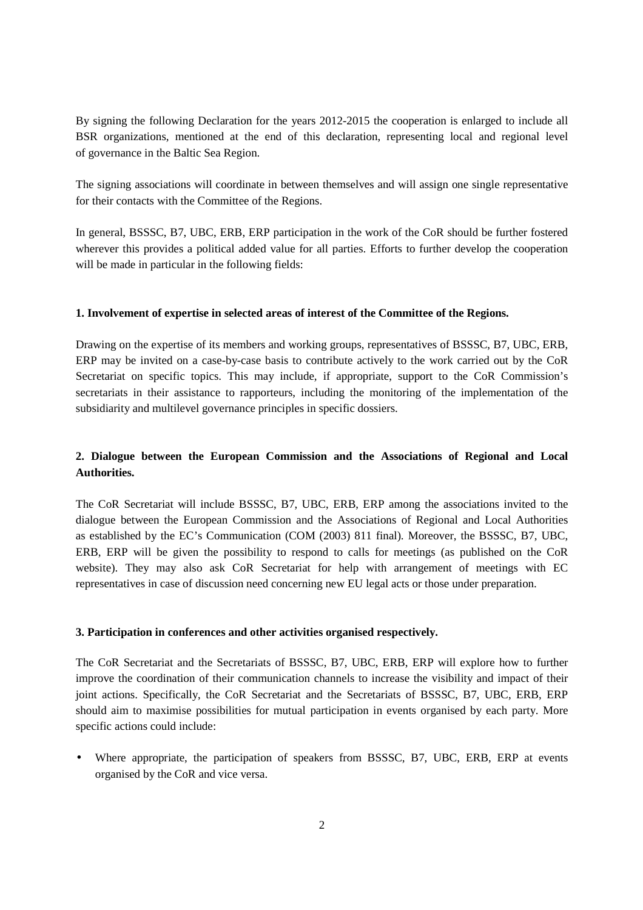By signing the following Declaration for the years 2012-2015 the cooperation is enlarged to include all BSR organizations, mentioned at the end of this declaration, representing local and regional level of governance in the Baltic Sea Region.

The signing associations will coordinate in between themselves and will assign one single representative for their contacts with the Committee of the Regions.

In general, BSSSC, B7, UBC, ERB, ERP participation in the work of the CoR should be further fostered wherever this provides a political added value for all parties. Efforts to further develop the cooperation will be made in particular in the following fields:

**1. Involvement of expertise in selected areas of interest of the Committee of the Regions.**

Drawing on the expertise of its members and working groups, representatives of BSSSC, B7, UBC, ERB, ERP may be invited on a case-by-case basis to contribute actively to the work carried out by the CoR Secretariat on specific topics. This may include, if appropriate, support to the CoR Commission's secretariats in their assistance to rapporteurs, including the monitoring of the implementation of the subsidiarity and multilevel governance principles in specific dossiers.

**2. Dialogue between the European Commission and the Associations of Regional and Local Authorities.**

The CoR Secretariat will include BSSSC, B7, UBC, ERB, ERP among the associations invited to the dialogue between the European Commission and the Associations of Regional and Local Authorities as established by the EC's Communication (COM (2003) 811 final). Moreover, the BSSSC, B7, UBC, ERB, ERP will be given the possibility to respond to calls for meetings (as published on the CoR website). They may also ask CoR Secretariat for help with arrangement of meetings with EC representatives in case of discussion need concerning new EU legal acts or those under preparation.

**3. Participation in conferences and other activities organised respectively.**

The CoR Secretariat and the Secretariats of BSSSC, B7, UBC, ERB, ERP will explore how to further improve the coordination of their communication channels to increase the visibility and impact of their joint actions. Specifically, the CoR Secretariat and the Secretariats of BSSSC, B7, UBC, ERB, ERP should aim to maximise possibilities for mutual participation in events organised by each party. More specific actions could include:

- Where appropriate, the participation of speakers from BSSSC, B7, UBC, ERB, ERP at events organised by the CoR and vice versa.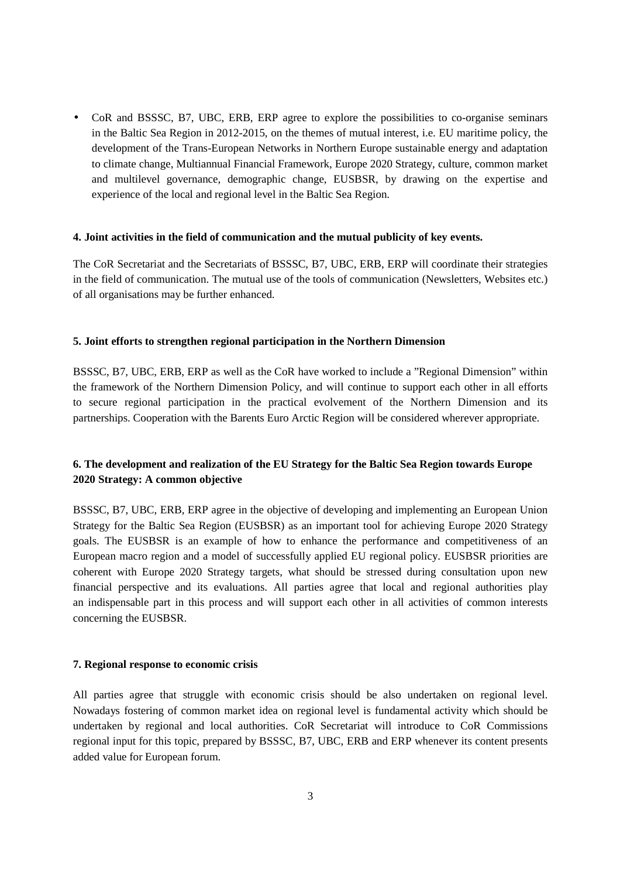- CoR and BSSSC, B7, UBC, ERB, ERP agree to explore the possibilities to co-organise seminars in the Baltic Sea Region in 2012-2015, on the themes of mutual interest, i.e. EU maritime policy, the development of the Trans-European Networks in Northern Europe sustainable energy and adaptation to climate change, Multiannual Financial Framework, Europe 2020 Strategy, culture, common market and multilevel governance, demographic change, EUSBSR, by drawing on the expertise and experience of the local and regional level in the Baltic Sea Region.

**4. Joint activities in the field of communication and the mutual publicity of key events.**

The CoR Secretariat and the Secretariats of BSSSC, B7, UBC, ERB, ERP will coordinate their strategies in the field of communication. The mutual use of the tools of communication (Newsletters, Websites etc.) of all organisations may be further enhanced.

**5. Joint efforts to strengthen regional participation in the Northern Dimension**

BSSSC, B7, UBC, ERB, ERP as well as the CoR have worked to include a "Regional Dimension" within the framework of the Northern Dimension Policy, and will continue to support each other in all efforts to secure regional participation in the practical evolvement of the Northern Dimension and its partnerships. Cooperation with the Barents Euro Arctic Region will be considered wherever appropriate.

**6. The development and realization of the EU Strategy for the Baltic Sea Region towards Europe 2020 Strategy: A common objective**

BSSSC, B7, UBC, ERB, ERP agree in the objective of developing and implementing an European Union Strategy for the Baltic Sea Region (EUSBSR) as an important tool for achieving Europe 2020 Strategy goals. The EUSBSR is an example of how to enhance the performance and competitiveness of an European macro region and a model of successfully applied EU regional policy. EUSBSR priorities are coherent with Europe 2020 Strategy targets, what should be stressed during consultation upon new financial perspective and its evaluations. All parties agree that local and regional authorities play an indispensable part in this process and will support each other in all activities of common interests concerning the EUSBSR.

**7. Regional response to economic crisis**

All parties agree that struggle with economic crisis should be also undertaken on regional level. Nowadays fostering of common market idea on regional level is fundamental activity which should be undertaken by regional and local authorities. CoR Secretariat will introduce to CoR Commissions regional input for this topic, prepared by BSSSC, B7, UBC, ERB and ERP whenever its content presents added value for European forum.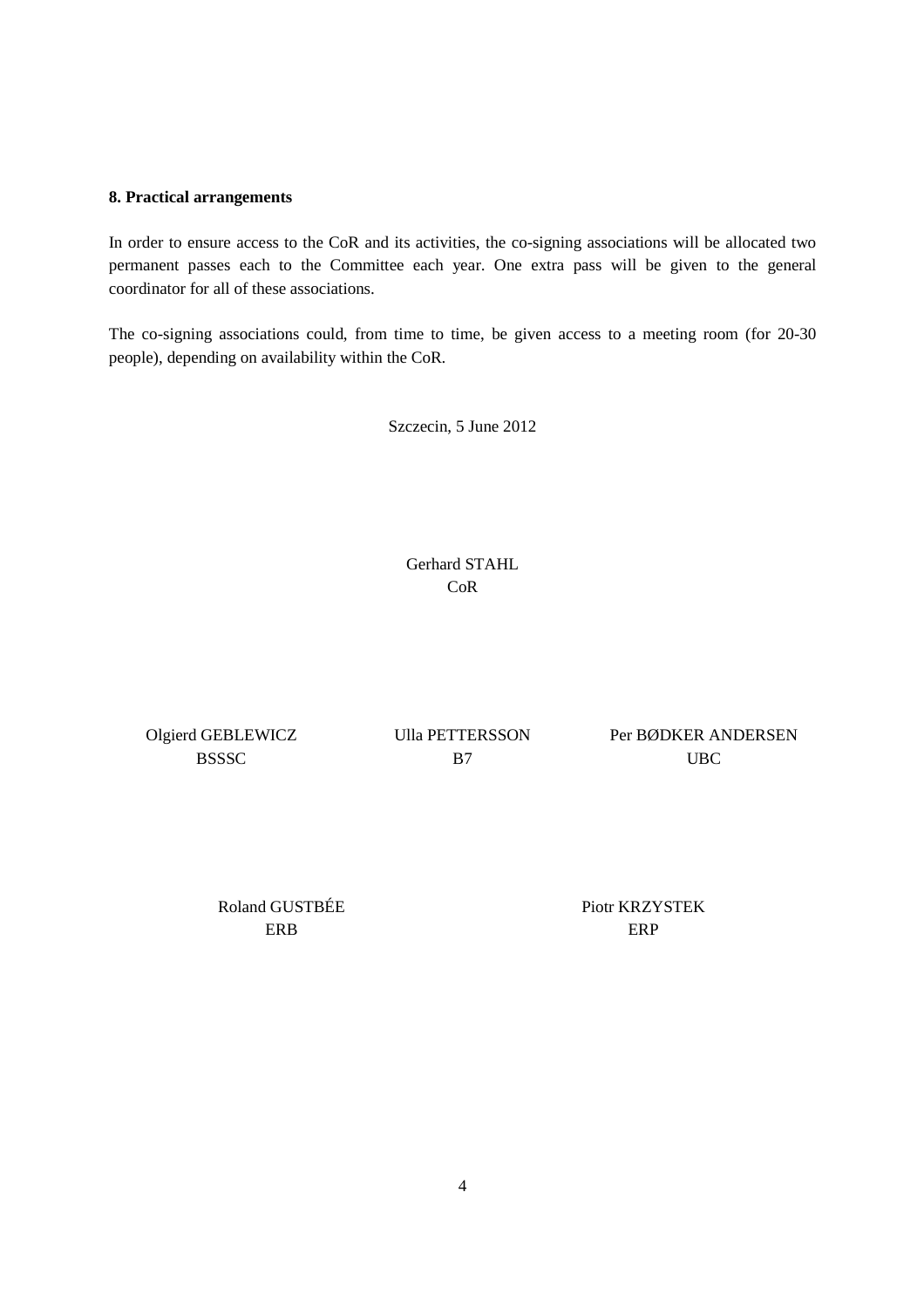**8. Practical arrangements**

In order to ensure access to the CoR and its activities, the co-signing associations will be allocated two permanent passes each to the Committee each year. One extra pass will be given to the general coordinator for all of these associations.

The co-signing associations could, from time to time, be given access to a meeting room (for 20-30 people), depending on availability within the CoR.

Szczecin, 5 June 2012

Gerhard STAHL
CoR

Olgierd GEBLEWICZ
BSSSC

Ulla PETTERSSON
B7

Per BØDKER ANDERSEN
UBC

Roland GUSTBÉE
ERB

Piotr KRZYSTEK
ERP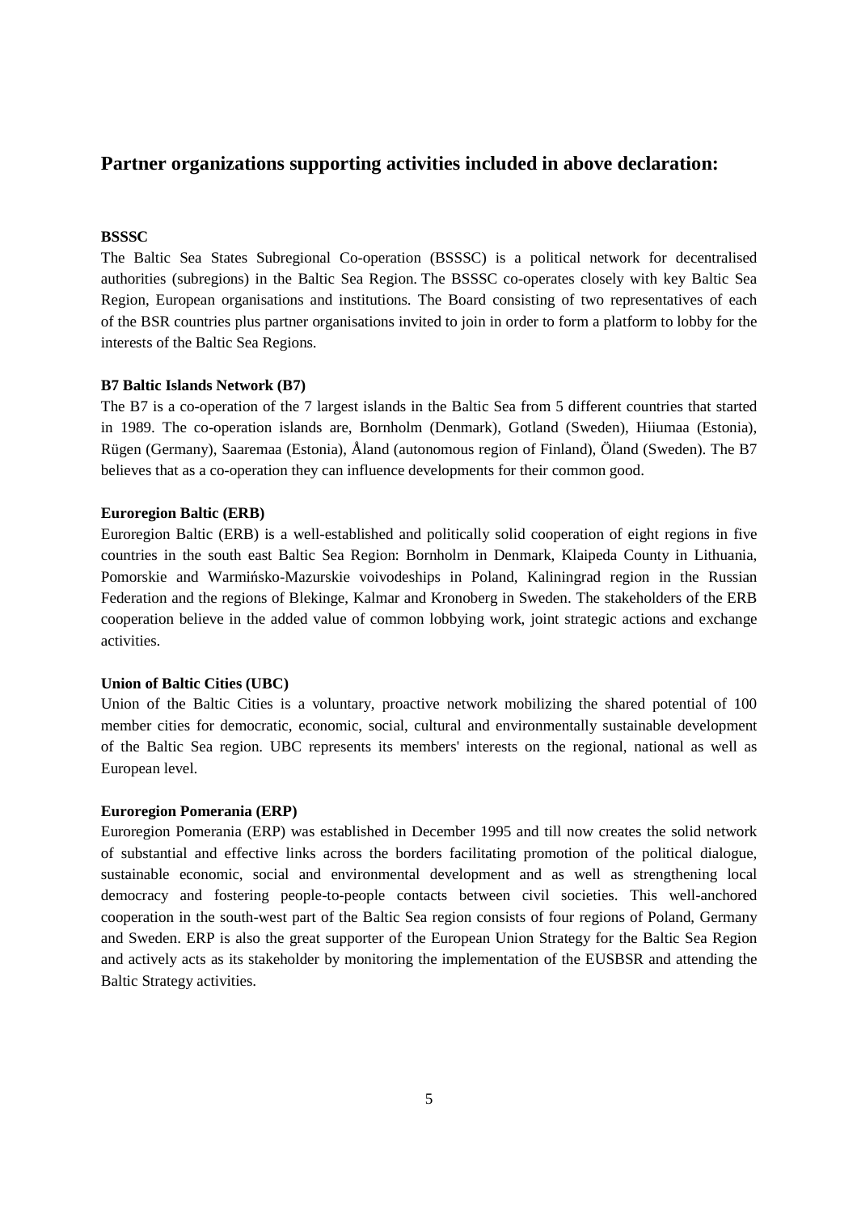## Partner organizations supporting activities included in above declaration:

**BSSSC**

The Baltic Sea States Subregional Co-operation (BSSSC) is a political network for decentralised authorities (subregions) in the Baltic Sea Region. The BSSSC co-operates closely with key Baltic Sea Region, European organisations and institutions. The Board consisting of two representatives of each of the BSR countries plus partner organisations invited to join in order to form a platform to lobby for the interests of the Baltic Sea Regions.

**B7 Baltic Islands Network (B7)**

The B7 is a co-operation of the 7 largest islands in the Baltic Sea from 5 different countries that started in 1989. The co-operation islands are, Bornholm (Denmark), Gotland (Sweden), Hiiumaa (Estonia), Rügen (Germany), Saaremaa (Estonia), Åland (autonomous region of Finland), Öland (Sweden). The B7 believes that as a co-operation they can influence developments for their common good.

**Euroregion Baltic (ERB)**

Euroregion Baltic (ERB) is a well-established and politically solid cooperation of eight regions in five countries in the south east Baltic Sea Region: Bornholm in Denmark, Klaipeda County in Lithuania, Pomorskie and Warmińsko-Mazurskie voivodeships in Poland, Kaliningrad region in the Russian Federation and the regions of Blekinge, Kalmar and Kronoberg in Sweden. The stakeholders of the ERB cooperation believe in the added value of common lobbying work, joint strategic actions and exchange activities.

**Union of Baltic Cities (UBC)**

Union of the Baltic Cities is a voluntary, proactive network mobilizing the shared potential of 100 member cities for democratic, economic, social, cultural and environmentally sustainable development of the Baltic Sea region. UBC represents its members' interests on the regional, national as well as European level.

**Euroregion Pomerania (ERP)**

Euroregion Pomerania (ERP) was established in December 1995 and till now creates the solid network of substantial and effective links across the borders facilitating promotion of the political dialogue, sustainable economic, social and environmental development and as well as strengthening local democracy and fostering people-to-people contacts between civil societies. This well-anchored cooperation in the south-west part of the Baltic Sea region consists of four regions of Poland, Germany and Sweden. ERP is also the great supporter of the European Union Strategy for the Baltic Sea Region and actively acts as its stakeholder by monitoring the implementation of the EUSBSR and attending the Baltic Strategy activities.